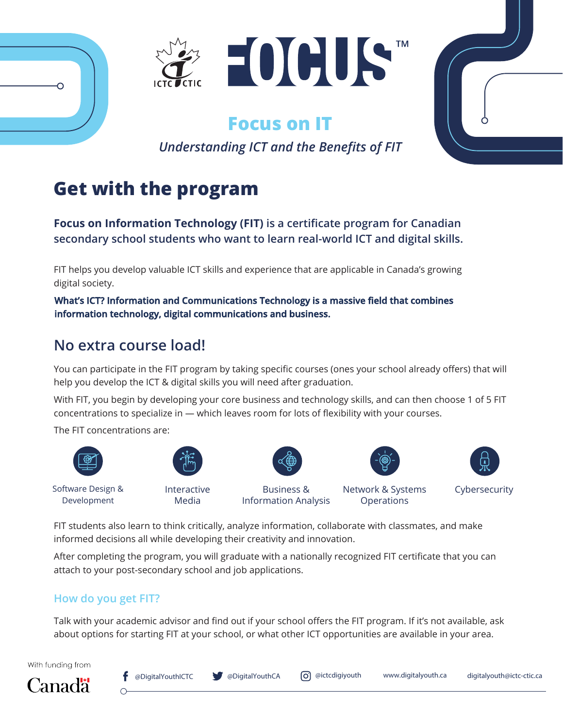ICTC CTIC

# FOCUS™

## Focus on IT

*Understanding ICT and the Benefits of FIT*

# Get with the program

**Focus on Information Technology (FIT) is a certificate program for Canadian secondary school students who want to learn real-world ICT and digital skills.**

FIT helps you develop valuable ICT skills and experience that are applicable in Canada's growing digital society.

**What's ICT? Information and Communications Technology is a massive field that combines information technology, digital communications and business.**

## No extra course load!

You can participate in the FIT program by taking specific courses (ones your school already offers) that will help you develop the ICT & digital skills you will need after graduation.

With FIT, you begin by developing your core business and technology skills, and can then choose 1 of 5 FIT concentrations to specialize in — which leaves room for lots of flexibility with your courses.

The FIT concentrations are:

- Software Design & Development
- Interactive Media
- Business & Information Analysis
- Network & Systems Operations
- Cybersecurity

FIT students also learn to think critically, analyze information, collaborate with classmates, and make informed decisions all while developing their creativity and innovation.

After completing the program, you will graduate with a nationally recognized FIT certificate that you can attach to your post-secondary school and job applications.

### How do you get FIT?

Talk with your academic advisor and find out if your school offers the FIT program. If it's not available, ask about options for starting FIT at your school, or what other ICT opportunities are available in your area.

With funding from Canada

@DigitalYouthICTC | @DigitalYouthCA | @ictcdigiyouth | www.digitalyouth.ca | digitalyouth@ictc-ctic.ca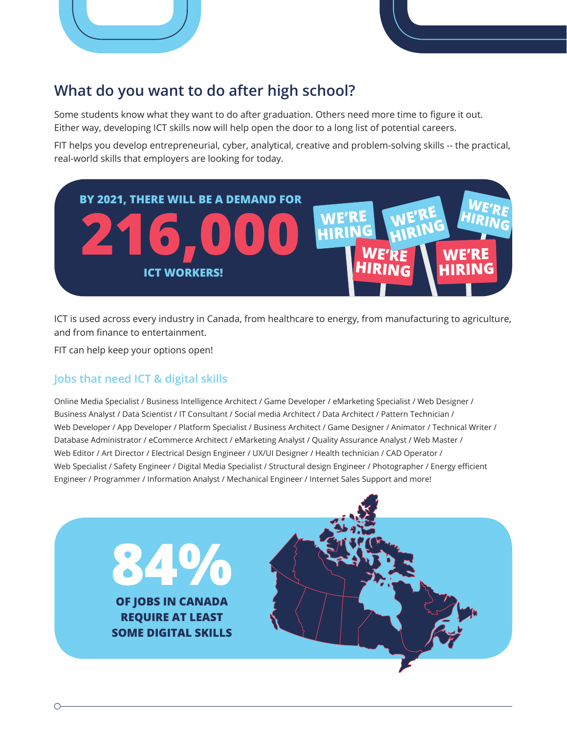## What do you want to do after high school?

Some students know what they want to do after graduation. Others need more time to figure it out. Either way, developing ICT skills now will help open the door to a long list of potential careers.

FIT helps you develop entrepreneurial, cyber, analytical, creative and problem-solving skills -- the practical, real-world skills that employers are looking for today.

**BY 2021, THERE WILL BE A DEMAND FOR**

**216,000**

**ICT WORKERS!**

WE'RE HIRING

WE'RE HIRING

WE'RE HIRING

WE'RE HIRING

WE'RE HIRING

ICT is used across every industry in Canada, from healthcare to energy, from manufacturing to agriculture, and from finance to entertainment.

FIT can help keep your options open!

### Jobs that need ICT & digital skills

Online Media Specialist / Business Intelligence Architect / Game Developer / eMarketing Specialist / Web Designer / Business Analyst / Data Scientist / IT Consultant / Social media Architect / Data Architect / Pattern Technician / Web Developer / App Developer / Platform Specialist / Business Architect / Game Designer / Animator / Technical Writer / Database Administrator / eCommerce Architect / eMarketing Analyst / Quality Assurance Analyst / Web Master / Web Editor / Art Director / Electrical Design Engineer / UX/UI Designer / Health technician / CAD Operator / Web Specialist / Safety Engineer / Digital Media Specialist / Structural design Engineer / Photographer / Energy efficient Engineer / Programmer / Information Analyst / Mechanical Engineer / Internet Sales Support and more!

**84%**

**OF JOBS IN CANADA REQUIRE AT LEAST SOME DIGITAL SKILLS**